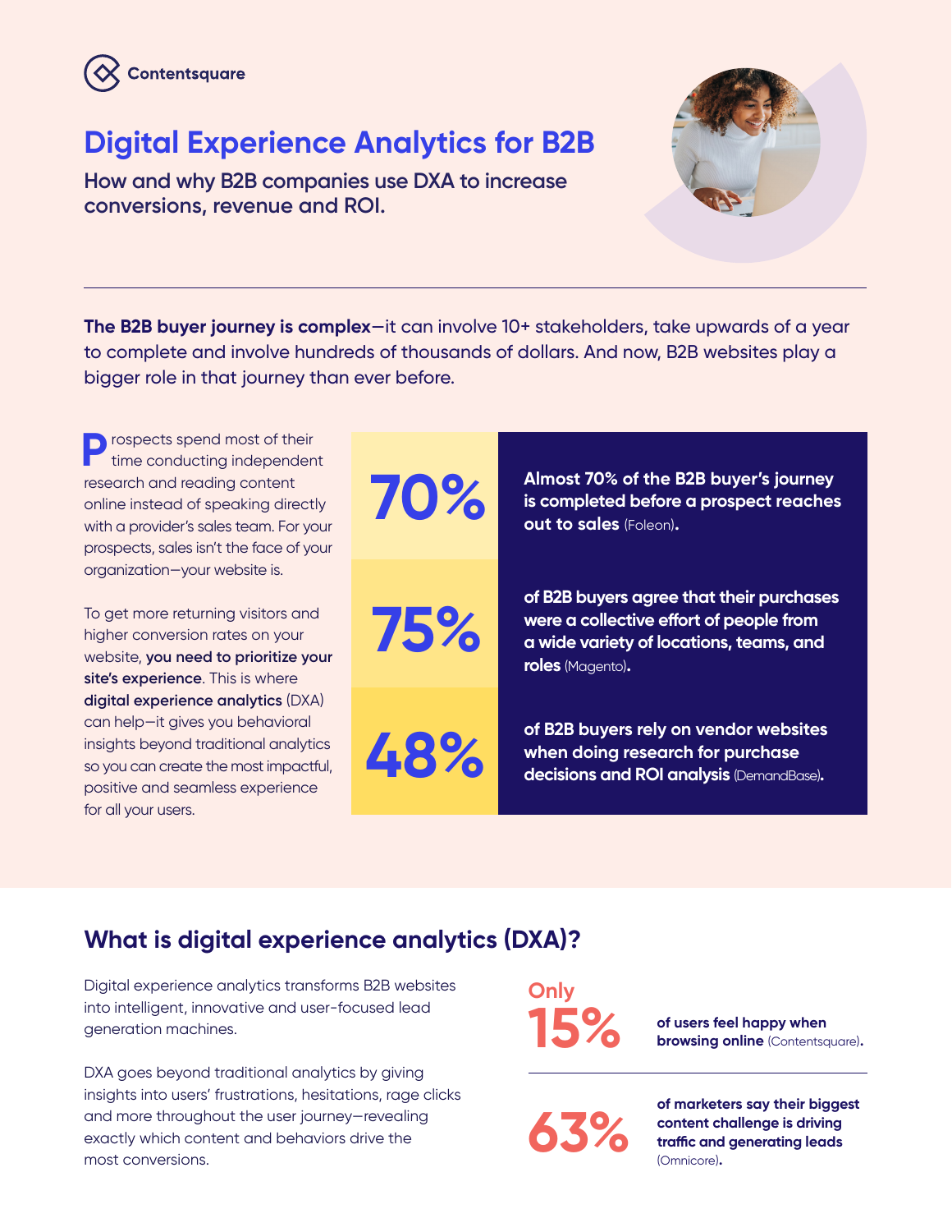Contentsquare

# Digital Experience Analytics for B2B

## How and why B2B companies use DXA to increase conversions, revenue and ROI.

**The B2B buyer journey is complex**—it can involve 10+ stakeholders, take upwards of a year to complete and involve hundreds of thousands of dollars. And now, B2B websites play a bigger role in that journey than ever before.

Prospects spend most of their time conducting independent research and reading content online instead of speaking directly with a provider's sales team. For your prospects, sales isn't the face of your organization—your website is.

To get more returning visitors and higher conversion rates on your website, **you need to prioritize your site's experience**. This is where **digital experience analytics** (DXA) can help—it gives you behavioral insights beyond traditional analytics so you can create the most impactful, positive and seamless experience for all your users.

**70%** — **Almost 70% of the B2B buyer's journey is completed before a prospect reaches out to sales** (Foleon).

**75%** — **of B2B buyers agree that their purchases were a collective effort of people from a wide variety of locations, teams, and roles** (Magento).

**48%** — **of B2B buyers rely on vendor websites when doing research for purchase decisions and ROI analysis** (DemandBase).

## What is digital experience analytics (DXA)?

Digital experience analytics transforms B2B websites into intelligent, innovative and user-focused lead generation machines.

DXA goes beyond traditional analytics by giving insights into users' frustrations, hesitations, rage clicks and more throughout the user journey—revealing exactly which content and behaviors drive the most conversions.

**Only 15%** — **of users feel happy when browsing online** (Contentsquare).

**63%** — **of marketers say their biggest content challenge is driving traffic and generating leads** (Omnicore).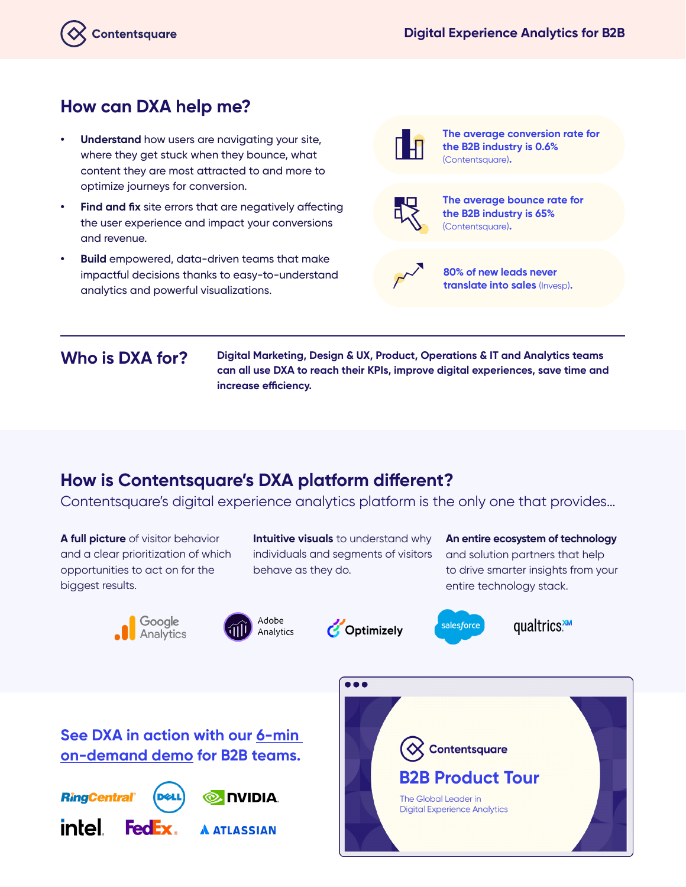## How can DXA help me?

- **Understand** how users are navigating your site, where they get stuck when they bounce, what content they are most attracted to and more to optimize journeys for conversion.
- **Find and fix** site errors that are negatively affecting the user experience and impact your conversions and revenue.
- **Build** empowered, data-driven teams that make impactful decisions thanks to easy-to-understand analytics and powerful visualizations.

**The average conversion rate for the B2B industry is 0.6%** (Contentsquare).

**The average bounce rate for the B2B industry is 65%** (Contentsquare).

**80% of new leads never translate into sales** (Invesp).

## Who is DXA for?

**Digital Marketing, Design & UX, Product, Operations & IT and Analytics teams can all use DXA to reach their KPIs, improve digital experiences, save time and increase efficiency.**

## How is Contentsquare's DXA platform different?

Contentsquare's digital experience analytics platform is the only one that provides...

**A full picture** of visitor behavior and a clear prioritization of which opportunities to act on for the biggest results.

**Intuitive visuals** to understand why individuals and segments of visitors behave as they do.

**An entire ecosystem of technology** and solution partners that help to drive smarter insights from your entire technology stack.

Google Analytics | Adobe Analytics | Optimizely | salesforce | qualtrics XM

**See DXA in action with our 6-min on-demand demo for B2B teams.**

RingCentral | Dell | NVIDIA | intel | FedEx | ATLASSIAN

Contentsquare

**B2B Product Tour**

The Global Leader in Digital Experience Analytics